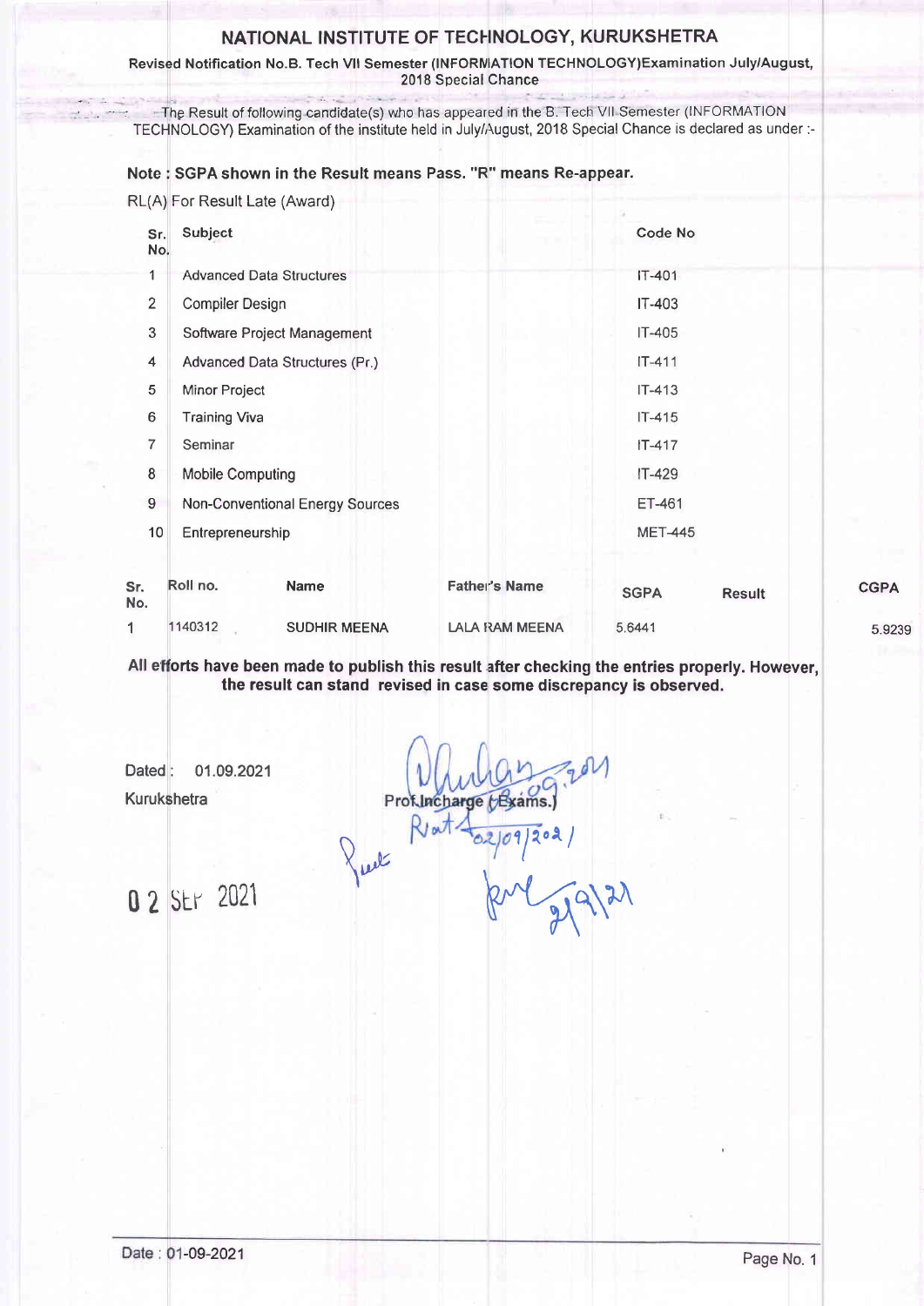# NATIONAL INSTITUTE OF TECHNOLOGY, KURUKSHETRA

**Revised Notification No.B. Tech VII Semester (INFORMATION TECHNOLOGY)Examination July/August, 2018 Special Chance**

The Result of following candidate(s) who has appeared in the B. Tech VII Semester (INFORMATION TECHNOLOGY) Examination of the institute held in July/August, 2018 Special Chance is declared as under :-

**Note : SGPA shown in the Result means Pass. "R" means Re-appear.**

RL(A) For Result Late (Award)

| Sr. No. | Subject | Code No |
|---|---|---|
| 1 | Advanced Data Structures | IT-401 |
| 2 | Compiler Design | IT-403 |
| 3 | Software Project Management | IT-405 |
| 4 | Advanced Data Structures (Pr.) | IT-411 |
| 5 | Minor Project | IT-413 |
| 6 | Training Viva | IT-415 |
| 7 | Seminar | IT-417 |
| 8 | Mobile Computing | IT-429 |
| 9 | Non-Conventional Energy Sources | ET-461 |
| 10 | Entrepreneurship | MET-445 |

| Sr. No. | Roll no. | Name | Father's Name | SGPA | Result | CGPA |
|---|---|---|---|---|---|---|
| 1 | 1140312 | SUDHIR MEENA | LALA RAM MEENA | 5.6441 | | 5.9239 |

**All efforts have been made to publish this result after checking the entries properly. However, the result can stand revised in case some discrepancy is observed.**

Dated : 01.09.2021

Kurukshetra

Prof.Incharge (Exams.)

02 SEP 2021

Date : 01-09-2021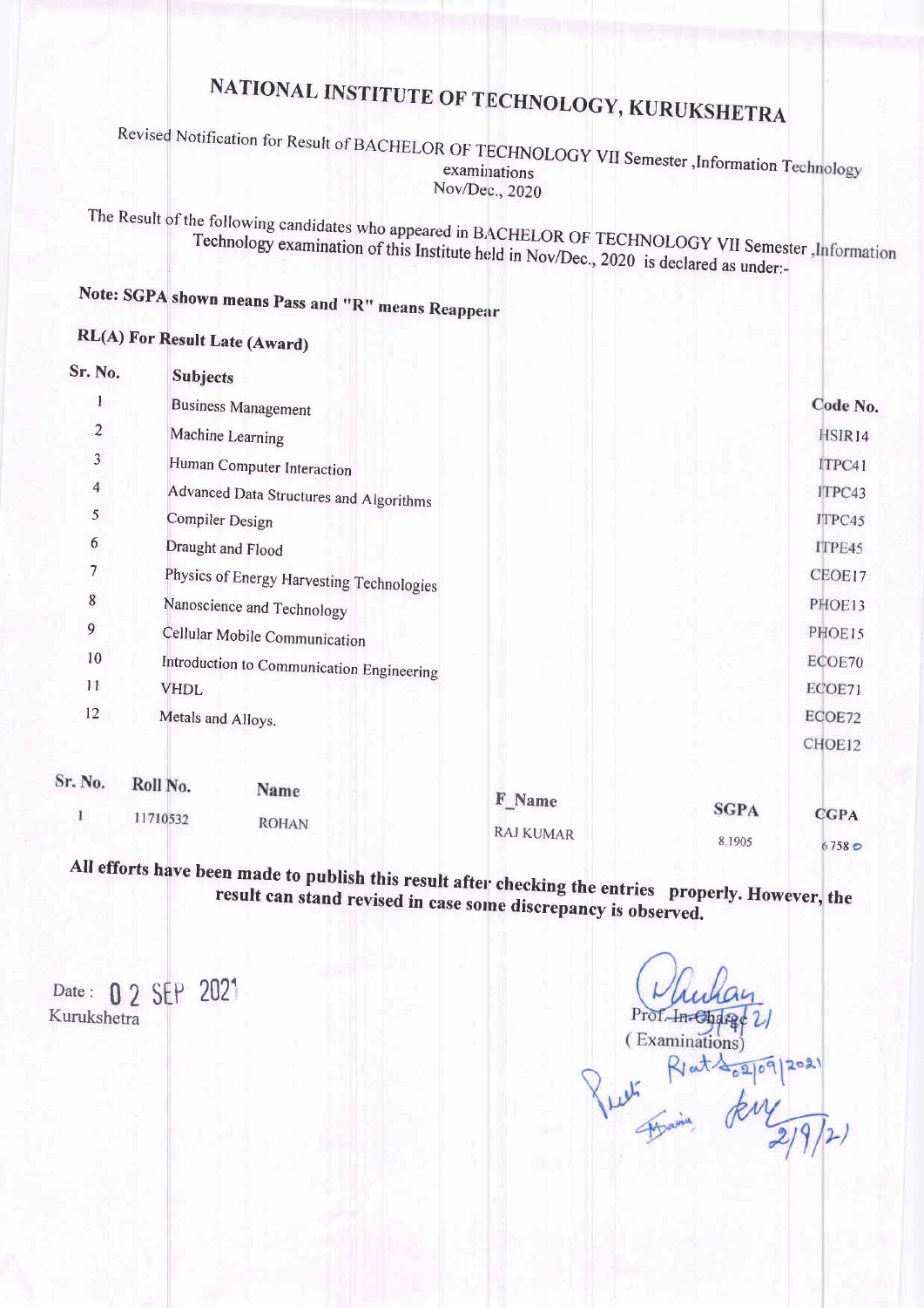# NATIONAL INSTITUTE OF TECHNOLOGY, KURUKSHETRA

Revised Notification for Result of BACHELOR OF TECHNOLOGY VII Semester ,Information Technology examinations
Nov/Dec., 2020

The Result of the following candidates who appeared in BACHELOR OF TECHNOLOGY VII Semester ,Information Technology examination of this Institute held in Nov/Dec., 2020 is declared as under:-

**Note: SGPA shown means Pass and "R" means Reappear**

**RL(A) For Result Late (Award)**

| Sr. No. | Subjects | Code No. |
|---|---|---|
| 1 | Business Management | HSIR14 |
| 2 | Machine Learning | ITPC41 |
| 3 | Human Computer Interaction | ITPC43 |
| 4 | Advanced Data Structures and Algorithms | ITPC45 |
| 5 | Compiler Design | ITPE45 |
| 6 | Draught and Flood | CEOE17 |
| 7 | Physics of Energy Harvesting Technologies | PHOE13 |
| 8 | Nanoscience and Technology | PHOE15 |
| 9 | Cellular Mobile Communication | ECOE70 |
| 10 | Introduction to Communication Engineering | ECOE71 |
| 11 | VHDL | ECOE72 |
| 12 | Metals and Alloys. | CHOE12 |

| Sr. No. | Roll No. | Name | F_Name | SGPA | CGPA |
|---|---|---|---|---|---|
| 1 | 11710532 | ROHAN | RAJ KUMAR | 8.1905 | 6.7580 |

**All efforts have been made to publish this result after checking the entries properly. However, the result can stand revised in case some discrepancy is observed.**

Date : 02 SEP 2021
Kurukshetra

Prof.-In-Charge
(Examinations)